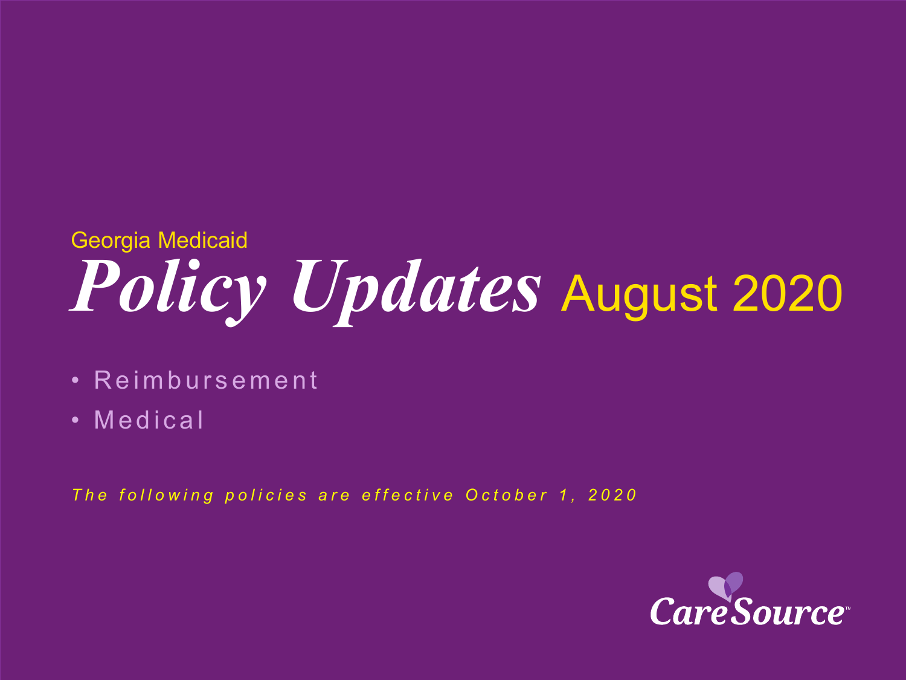Georgia Medicaid

# *Policy Updates* August 2020

- Reimbursement
- Medical

*The following policies are effective October 1, 2020*

CareSource™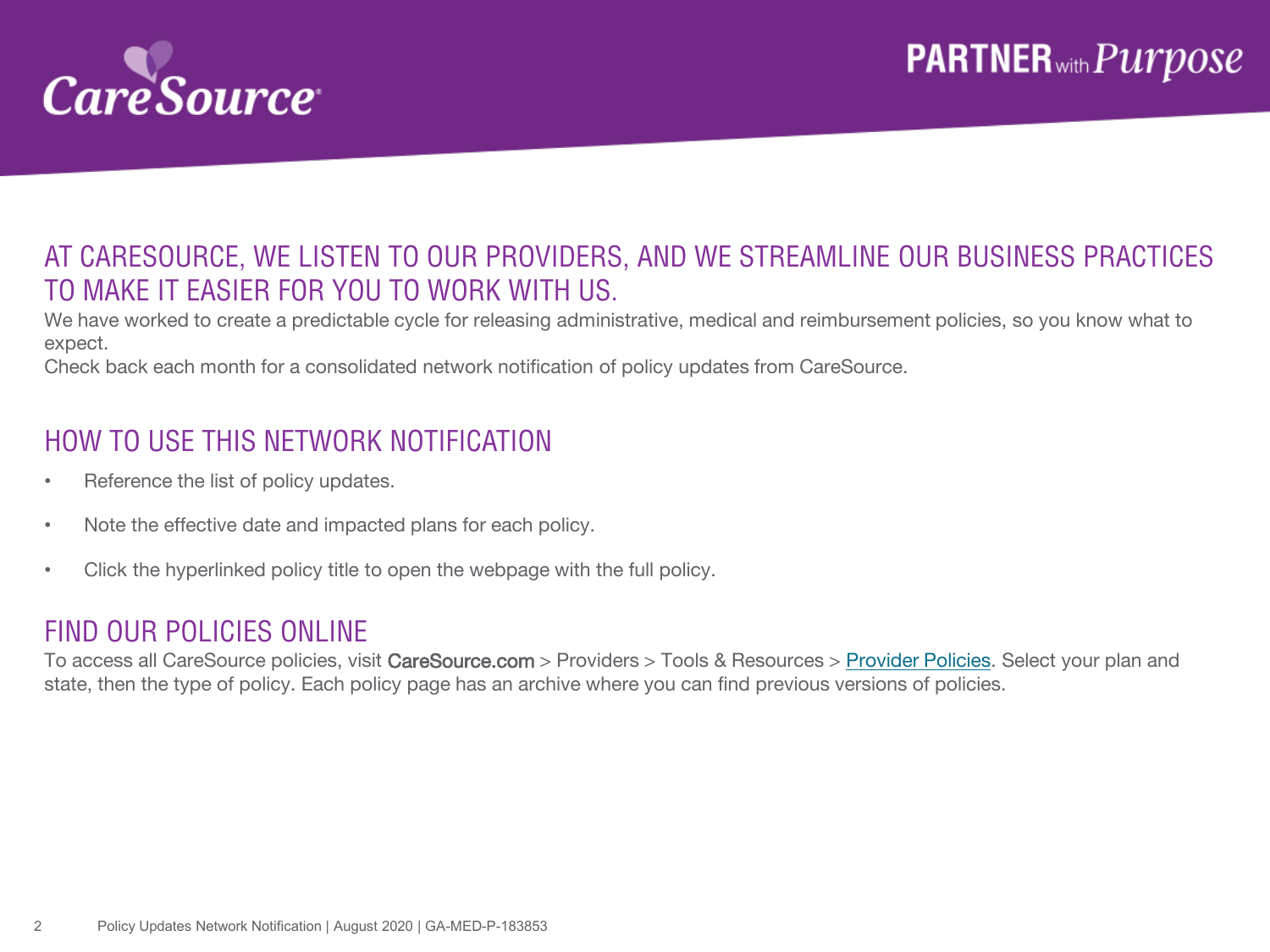CareSource

PARTNER with Purpose

## AT CARESOURCE, WE LISTEN TO OUR PROVIDERS, AND WE STREAMLINE OUR BUSINESS PRACTICES TO MAKE IT EASIER FOR YOU TO WORK WITH US.

We have worked to create a predictable cycle for releasing administrative, medical and reimbursement policies, so you know what to expect.

Check back each month for a consolidated network notification of policy updates from CareSource.

## HOW TO USE THIS NETWORK NOTIFICATION

- Reference the list of policy updates.
- Note the effective date and impacted plans for each policy.
- Click the hyperlinked policy title to open the webpage with the full policy.

## FIND OUR POLICIES ONLINE

To access all CareSource policies, visit CareSource.com > Providers > Tools & Resources > Provider Policies. Select your plan and state, then the type of policy. Each policy page has an archive where you can find previous versions of policies.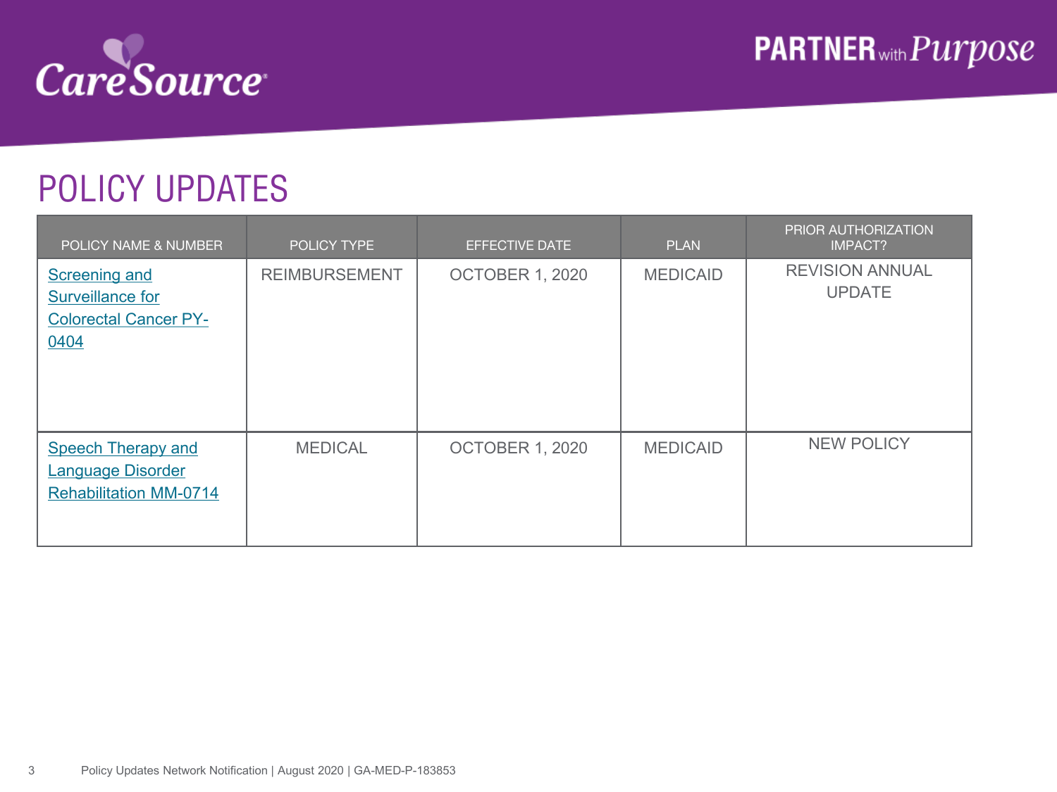# POLICY UPDATES

| POLICY NAME & NUMBER | POLICY TYPE | EFFECTIVE DATE | PLAN | PRIOR AUTHORIZATION IMPACT? |
|---|---|---|---|---|
| Screening and Surveillance for Colorectal Cancer PY-0404 | REIMBURSEMENT | OCTOBER 1, 2020 | MEDICAID | REVISION ANNUAL UPDATE |
| Speech Therapy and Language Disorder Rehabilitation MM-0714 | MEDICAL | OCTOBER 1, 2020 | MEDICAID | NEW POLICY |

Policy Updates Network Notification | August 2020 | GA-MED-P-183853